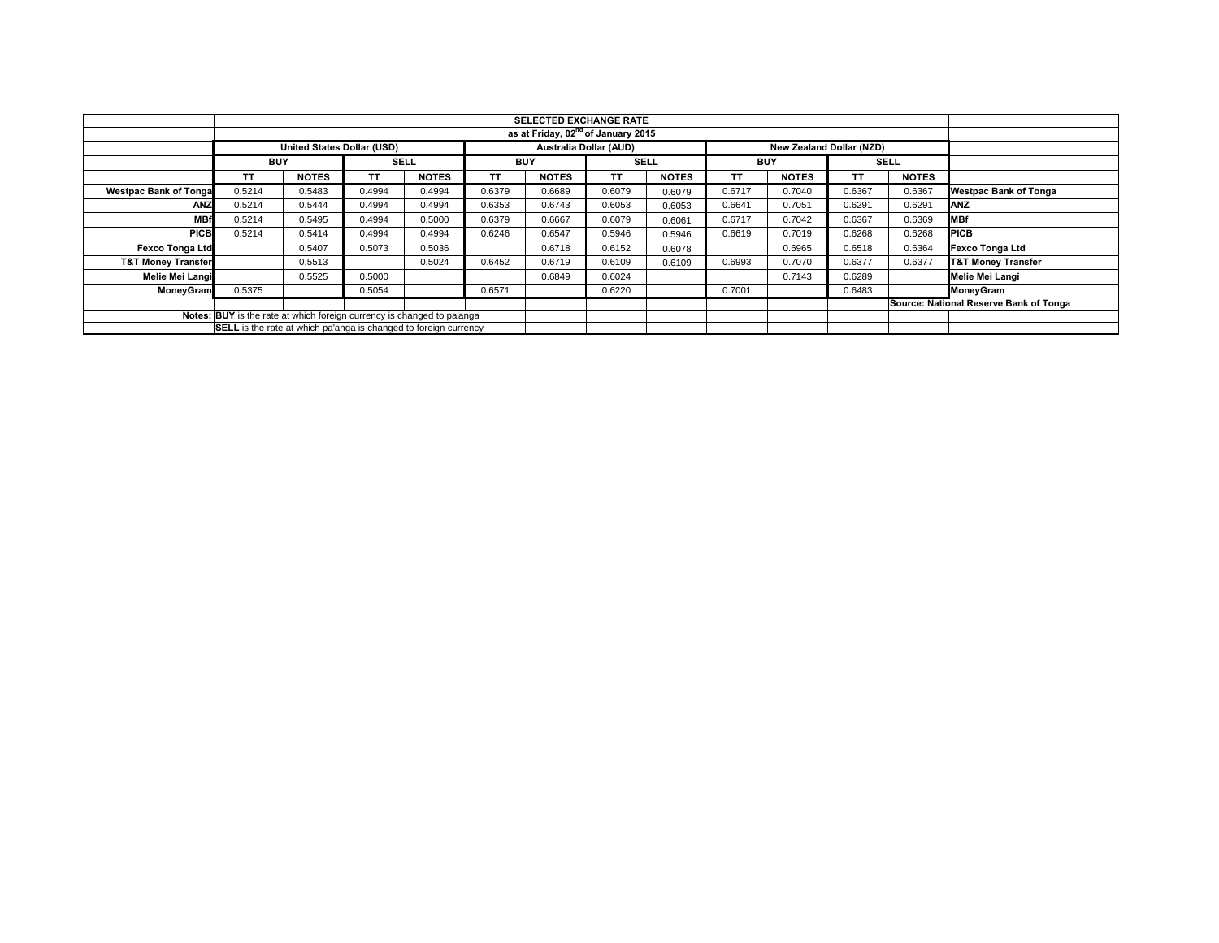| | SELECTED EXCHANGE RATE | | | | | | | | | | | | |
|---|---|---|---|---|---|---|---|---|---|---|---|---|---|
| | as at Friday, 02nd of January 2015 | | | | | | | | | | | | |
| | United States Dollar (USD) | | | | Australia Dollar (AUD) | | | | New Zealand Dollar (NZD) | | | | |
| | BUY | | SELL | | BUY | | SELL | | BUY | | SELL | | |
| | TT | NOTES | TT | NOTES | TT | NOTES | TT | NOTES | TT | NOTES | TT | NOTES | |
| **Westpac Bank of Tonga** | 0.5214 | 0.5483 | 0.4994 | 0.4994 | 0.6379 | 0.6689 | 0.6079 | 0.6079 | 0.6717 | 0.7040 | 0.6367 | 0.6367 | **Westpac Bank of Tonga** |
| **ANZ** | 0.5214 | 0.5444 | 0.4994 | 0.4994 | 0.6353 | 0.6743 | 0.6053 | 0.6053 | 0.6641 | 0.7051 | 0.6291 | 0.6291 | **ANZ** |
| **MBf** | 0.5214 | 0.5495 | 0.4994 | 0.5000 | 0.6379 | 0.6667 | 0.6079 | 0.6061 | 0.6717 | 0.7042 | 0.6367 | 0.6369 | **MBf** |
| **PICB** | 0.5214 | 0.5414 | 0.4994 | 0.4994 | 0.6246 | 0.6547 | 0.5946 | 0.5946 | 0.6619 | 0.7019 | 0.6268 | 0.6268 | **PICB** |
| **Fexco Tonga Ltd** | | 0.5407 | 0.5073 | 0.5036 | | 0.6718 | 0.6152 | 0.6078 | | 0.6965 | 0.6518 | 0.6364 | **Fexco Tonga Ltd** |
| **T&T Money Transfer** | | 0.5513 | | 0.5024 | 0.6452 | 0.6719 | 0.6109 | 0.6109 | 0.6993 | 0.7070 | 0.6377 | 0.6377 | **T&T Money Transfer** |
| **Melie Mei Langi** | | 0.5525 | 0.5000 | | | 0.6849 | 0.6024 | | | 0.7143 | 0.6289 | | **Melie Mei Langi** |
| **MoneyGram** | 0.5375 | | 0.5054 | | 0.6571 | | 0.6220 | | 0.7001 | | 0.6483 | | **MoneyGram** |
| | | | | | | | | | | | | | **Source: National Reserve Bank of Tonga** |
| **Notes:** | **BUY** is the rate at which foreign currency is changed to pa'anga | | | | | | | | | | | | |
| | **SELL** is the rate at which pa'anga is changed to foreign currency | | | | | | | | | | | | |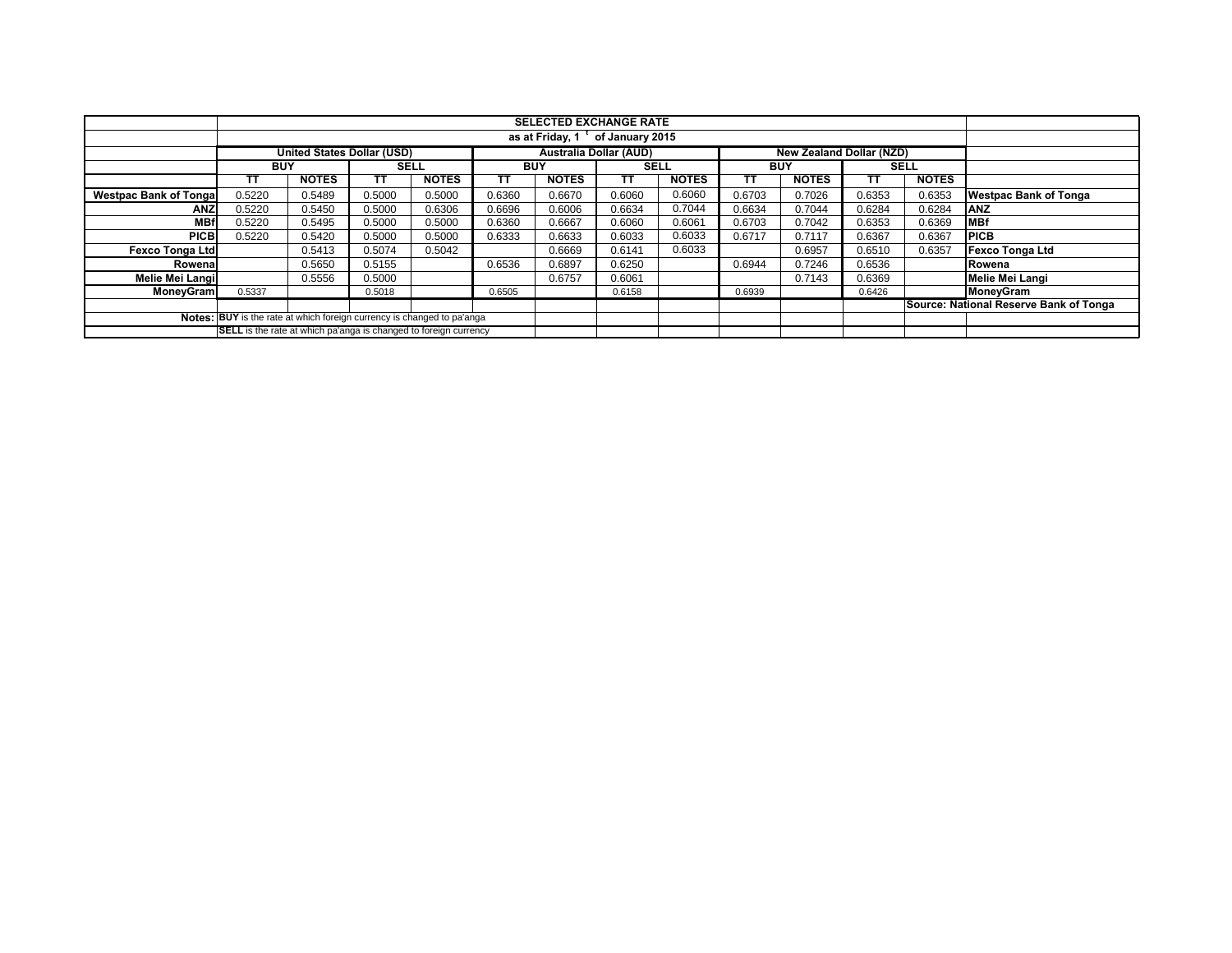| | SELECTED EXCHANGE RATE | | | | | | | | | | | | |
|---|---|---|---|---|---|---|---|---|---|---|---|---|---|
| | as at Friday, 1 t of January 2015 | | | | | | | | | | | | |
| | United States Dollar (USD) | | | | Australia Dollar (AUD) | | | | New Zealand Dollar (NZD) | | | | |
| | BUY | | SELL | | BUY | | SELL | | BUY | | SELL | | |
| | TT | NOTES | TT | NOTES | TT | NOTES | TT | NOTES | TT | NOTES | TT | NOTES | |
| Westpac Bank of Tonga | 0.5220 | 0.5489 | 0.5000 | 0.5000 | 0.6360 | 0.6670 | 0.6060 | 0.6060 | 0.6703 | 0.7026 | 0.6353 | 0.6353 | Westpac Bank of Tonga |
| ANZ | 0.5220 | 0.5450 | 0.5000 | 0.6306 | 0.6696 | 0.6006 | 0.6634 | 0.7044 | 0.6634 | 0.7044 | 0.6284 | 0.6284 | ANZ |
| MBf | 0.5220 | 0.5495 | 0.5000 | 0.5000 | 0.6360 | 0.6667 | 0.6060 | 0.6061 | 0.6703 | 0.7042 | 0.6353 | 0.6369 | MBf |
| PICB | 0.5220 | 0.5420 | 0.5000 | 0.5000 | 0.6333 | 0.6633 | 0.6033 | 0.6033 | 0.6717 | 0.7117 | 0.6367 | 0.6367 | PICB |
| Fexco Tonga Ltd | | 0.5413 | 0.5074 | 0.5042 | | 0.6669 | 0.6141 | 0.6033 | | 0.6957 | 0.6510 | 0.6357 | Fexco Tonga Ltd |
| Rowena | | 0.5650 | 0.5155 | | 0.6536 | 0.6897 | 0.6250 | | 0.6944 | 0.7246 | 0.6536 | | Rowena |
| Melie Mei Langi | | 0.5556 | 0.5000 | | | 0.6757 | 0.6061 | | | 0.7143 | 0.6369 | | Melie Mei Langi |
| MoneyGram | 0.5337 | | 0.5018 | | 0.6505 | | 0.6158 | | 0.6939 | | 0.6426 | | MoneyGram |
| | | | | | | | | | | | | | Source: National Reserve Bank of Tonga |
| Notes: | **BUY** is the rate at which foreign currency is changed to pa'anga | | | | | | | | | | | | |
| | **SELL** is the rate at which pa'anga is changed to foreign currency | | | | | | | | | | | | |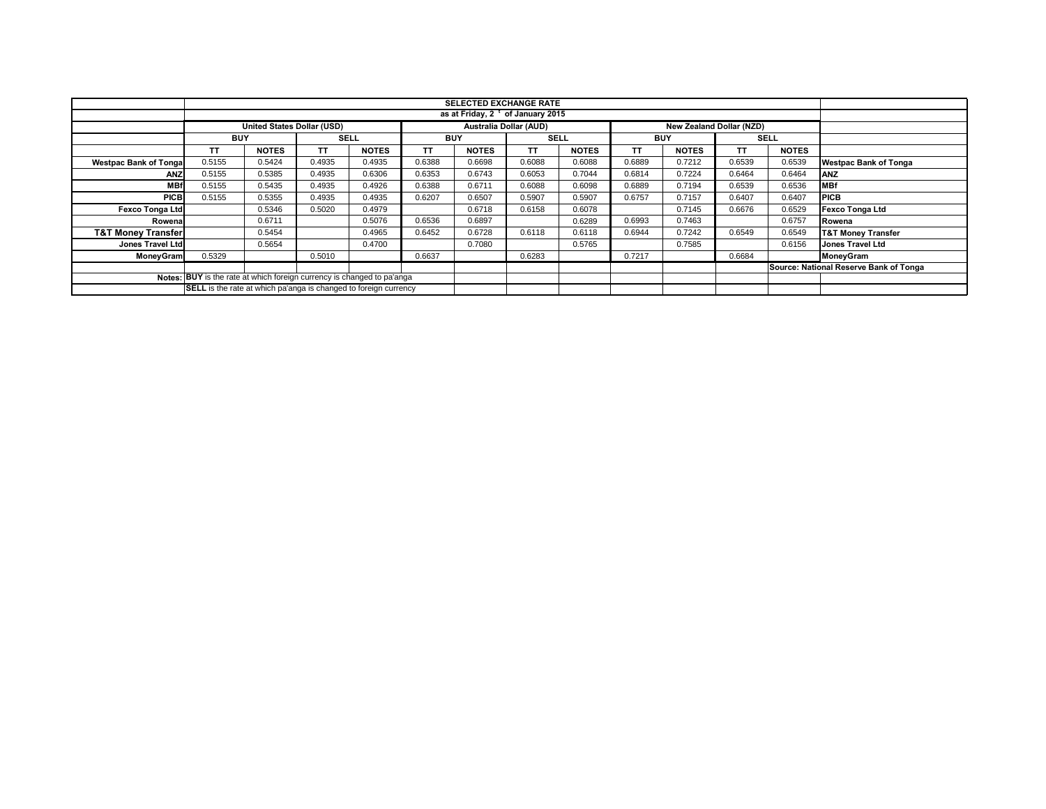| | SELECTED EXCHANGE RATE | | | | | | | | | | | | |
|---|---|---|---|---|---|---|---|---|---|---|---|---|---|
| | as at Friday, 2 [t] of January 2015 | | | | | | | | | | | | |
| | United States Dollar (USD) | | | | Australia Dollar (AUD) | | | | New Zealand Dollar (NZD) | | | | |
| | BUY | | SELL | | BUY | | SELL | | BUY | | SELL | | |
| | TT | NOTES | TT | NOTES | TT | NOTES | TT | NOTES | TT | NOTES | TT | NOTES | |
| **Westpac Bank of Tonga** | 0.5155 | 0.5424 | 0.4935 | 0.4935 | 0.6388 | 0.6698 | 0.6088 | 0.6088 | 0.6889 | 0.7212 | 0.6539 | 0.6539 | **Westpac Bank of Tonga** |
| **ANZ** | 0.5155 | 0.5385 | 0.4935 | 0.6306 | 0.6353 | 0.6743 | 0.6053 | 0.7044 | 0.6814 | 0.7224 | 0.6464 | 0.6464 | **ANZ** |
| **MBf** | 0.5155 | 0.5435 | 0.4935 | 0.4926 | 0.6388 | 0.6711 | 0.6088 | 0.6098 | 0.6889 | 0.7194 | 0.6539 | 0.6536 | **MBf** |
| **PICB** | 0.5155 | 0.5355 | 0.4935 | 0.4935 | 0.6207 | 0.6507 | 0.5907 | 0.5907 | 0.6757 | 0.7157 | 0.6407 | 0.6407 | **PICB** |
| **Fexco Tonga Ltd** | | 0.5346 | 0.5020 | 0.4979 | | 0.6718 | 0.6158 | 0.6078 | | 0.7145 | 0.6676 | 0.6529 | **Fexco Tonga Ltd** |
| **Rowena** | | 0.6711 | | 0.5076 | 0.6536 | 0.6897 | | 0.6289 | 0.6993 | 0.7463 | | 0.6757 | **Rowena** |
| **T&T Money Transfer** | | 0.5454 | | 0.4965 | 0.6452 | 0.6728 | 0.6118 | 0.6118 | 0.6944 | 0.7242 | 0.6549 | 0.6549 | **T&T Money Transfer** |
| **Jones Travel Ltd** | | 0.5654 | | 0.4700 | | 0.7080 | | 0.5765 | | 0.7585 | | 0.6156 | **Jones Travel Ltd** |
| **MoneyGram** | 0.5329 | | 0.5010 | | 0.6637 | | 0.6283 | | 0.7217 | | 0.6684 | | **MoneyGram** |
| | | | | | | | | | | | | | **Source: National Reserve Bank of Tonga** |
| **Notes:** | **BUY** is the rate at which foreign currency is changed to pa'anga | | | | | | | | | | | | |
| | **SELL** is the rate at which pa'anga is changed to foreign currency | | | | | | | | | | | | |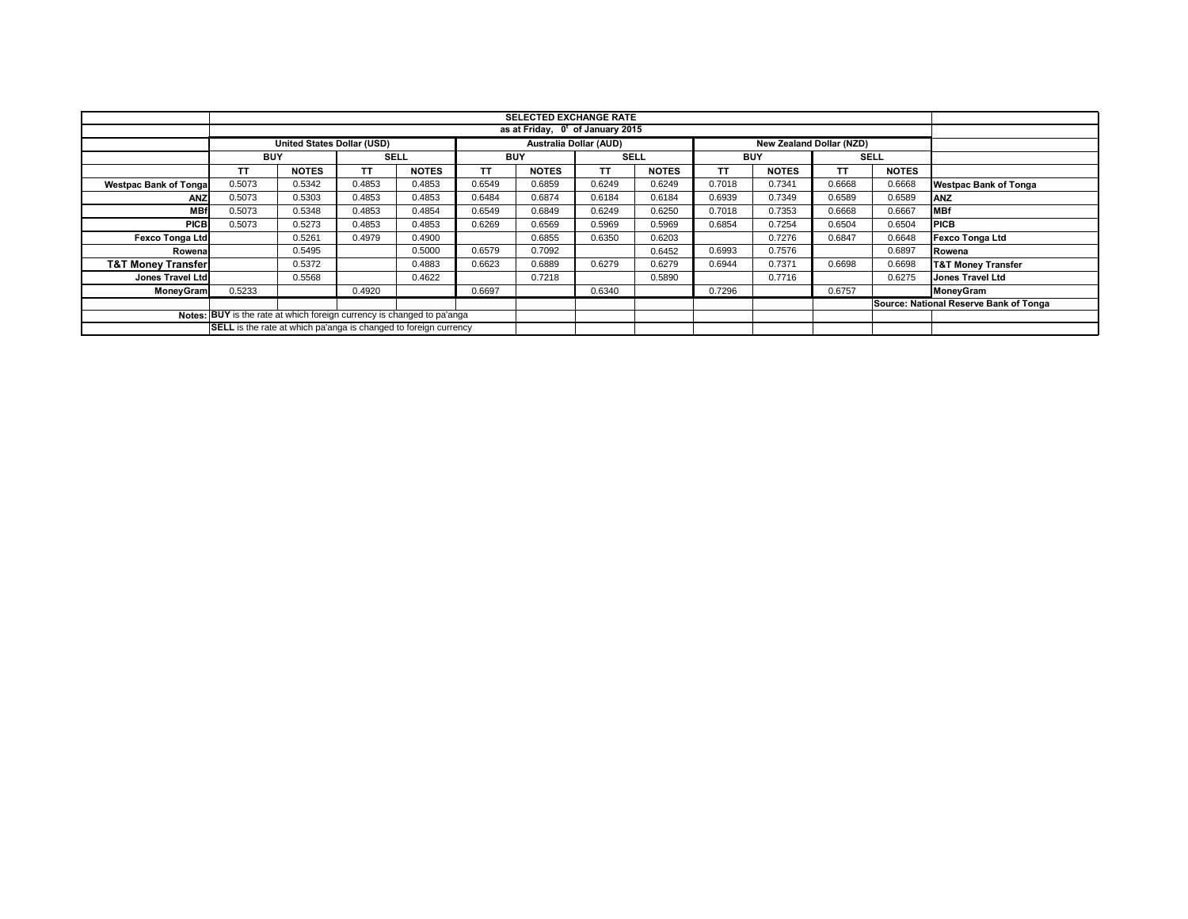| | SELECTED EXCHANGE RATE | | | | | | | | | | | | | |
|---|---|---|---|---|---|---|---|---|---|---|---|---|---|---|
| | as at Friday, 0t of January 2015 | | | | | | | | | | | | | |
| | **United States Dollar (USD)** | | | | **Australia Dollar (AUD)** | | | | **New Zealand Dollar (NZD)** | | | | |
| | **BUY** | | **SELL** | | **BUY** | | **SELL** | | **BUY** | | **SELL** | | |
| | **TT** | **NOTES** | **TT** | **NOTES** | **TT** | **NOTES** | **TT** | **NOTES** | **TT** | **NOTES** | **TT** | **NOTES** | |
| **Westpac Bank of Tonga** | 0.5073 | 0.5342 | 0.4853 | 0.4853 | 0.6549 | 0.6859 | 0.6249 | 0.6249 | 0.7018 | 0.7341 | 0.6668 | 0.6668 | **Westpac Bank of Tonga** |
| **ANZ** | 0.5073 | 0.5303 | 0.4853 | 0.4853 | 0.6484 | 0.6874 | 0.6184 | 0.6184 | 0.6939 | 0.7349 | 0.6589 | 0.6589 | **ANZ** |
| **MBf** | 0.5073 | 0.5348 | 0.4853 | 0.4854 | 0.6549 | 0.6849 | 0.6249 | 0.6250 | 0.7018 | 0.7353 | 0.6668 | 0.6667 | **MBf** |
| **PICB** | 0.5073 | 0.5273 | 0.4853 | 0.4853 | 0.6269 | 0.6569 | 0.5969 | 0.5969 | 0.6854 | 0.7254 | 0.6504 | 0.6504 | **PICB** |
| **Fexco Tonga Ltd** | | 0.5261 | 0.4979 | 0.4900 | | 0.6855 | 0.6350 | 0.6203 | | 0.7276 | 0.6847 | 0.6648 | **Fexco Tonga Ltd** |
| **Rowena** | | 0.5495 | | 0.5000 | 0.6579 | 0.7092 | | 0.6452 | 0.6993 | 0.7576 | | 0.6897 | **Rowena** |
| **T&T Money Transfer** | | 0.5372 | | 0.4883 | 0.6623 | 0.6889 | 0.6279 | 0.6279 | 0.6944 | 0.7371 | 0.6698 | 0.6698 | **T&T Money Transfer** |
| **Jones Travel Ltd** | | 0.5568 | | 0.4622 | | 0.7218 | | 0.5890 | | 0.7716 | | 0.6275 | **Jones Travel Ltd** |
| **MoneyGram** | 0.5233 | | 0.4920 | | 0.6697 | | 0.6340 | | 0.7296 | | 0.6757 | | **MoneyGram** |
| | | | | | | | | | | | | | **Source: National Reserve Bank of Tonga** |
| **Notes:** | **BUY** is the rate at which foreign currency is changed to pa'anga | | | | | | | | | | | | |
| | **SELL** is the rate at which pa'anga is changed to foreign currency | | | | | | | | | | | | |